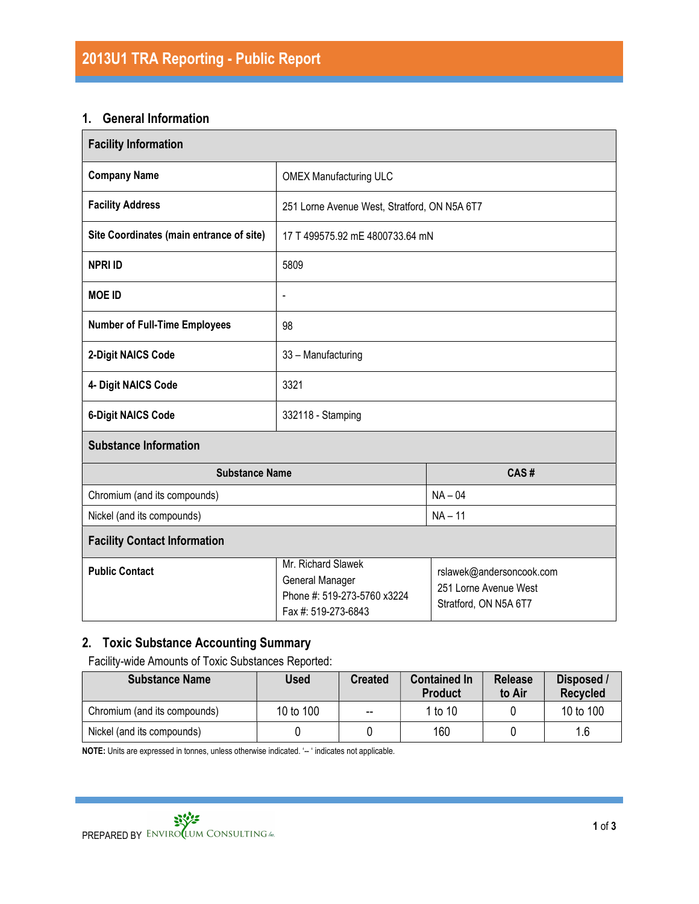# 2013U1 TRA Reporting - Public Report

## 1. General Information

| Facility Information | |
|---|---|
| **Company Name** | OMEX Manufacturing ULC |
| **Facility Address** | 251 Lorne Avenue West, Stratford, ON N5A 6T7 |
| **Site Coordinates (main entrance of site)** | 17 T 499575.92 mE 4800733.64 mN |
| **NPRI ID** | 5809 |
| **MOE ID** | - |
| **Number of Full-Time Employees** | 98 |
| **2-Digit NAICS Code** | 33 – Manufacturing |
| **4- Digit NAICS Code** | 3321 |
| **6-Digit NAICS Code** | 332118 - Stamping |

**Substance Information**

| Substance Name | CAS # |
|---|---|
| Chromium (and its compounds) | NA – 04 |
| Nickel (and its compounds) | NA – 11 |

**Facility Contact Information**

| | | |
|---|---|---|
| **Public Contact** | Mr. Richard Slawek<br>General Manager<br>Phone #: 519-273-5760 x3224<br>Fax #: 519-273-6843 | rslawek@andersoncook.com<br>251 Lorne Avenue West<br>Stratford, ON N5A 6T7 |

## 2. Toxic Substance Accounting Summary

Facility-wide Amounts of Toxic Substances Reported:

| Substance Name | Used | Created | Contained In Product | Release to Air | Disposed / Recycled |
|---|---|---|---|---|---|
| Chromium (and its compounds) | 10 to 100 | -- | 1 to 10 | 0 | 10 to 100 |
| Nickel (and its compounds) | 0 | 0 | 160 | 0 | 1.6 |

**NOTE:** Units are expressed in tonnes, unless otherwise indicated. '– ' indicates not applicable.

PREPARED BY ENVIROCLUM CONSULTING Inc.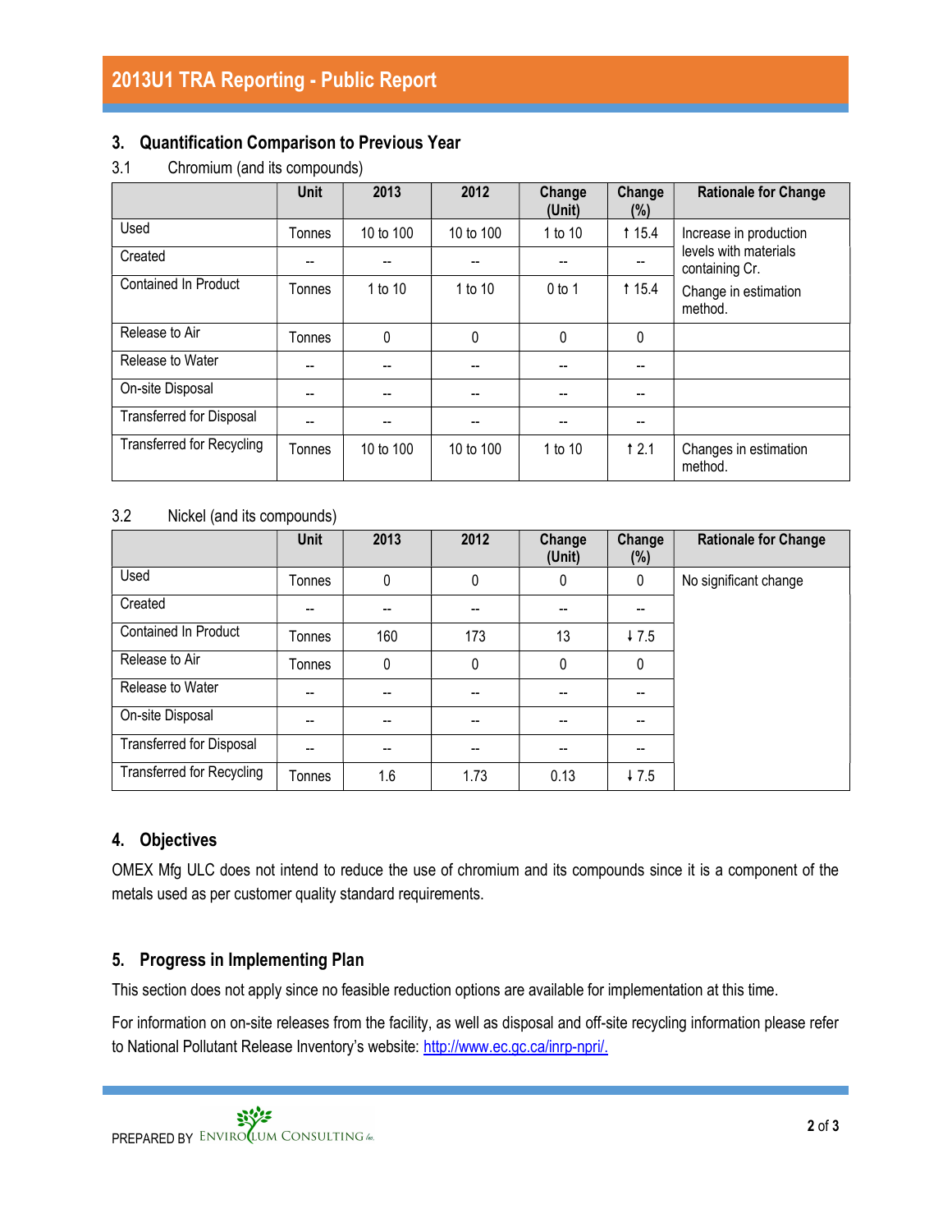## 3. Quantification Comparison to Previous Year

### 3.1 Chromium (and its compounds)

| | Unit | 2013 | 2012 | Change (Unit) | Change (%) | Rationale for Change |
|---|---|---|---|---|---|---|
| Used | Tonnes | 10 to 100 | 10 to 100 | 1 to 10 | ↑ 15.4 | Increase in production levels with materials containing Cr. |
| Created | -- | -- | -- | -- | -- | |
| Contained In Product | Tonnes | 1 to 10 | 1 to 10 | 0 to 1 | ↑ 15.4 | Change in estimation method. |
| Release to Air | Tonnes | 0 | 0 | 0 | 0 | |
| Release to Water | -- | -- | -- | -- | -- | |
| On-site Disposal | -- | -- | -- | -- | -- | |
| Transferred for Disposal | -- | -- | -- | -- | -- | |
| Transferred for Recycling | Tonnes | 10 to 100 | 10 to 100 | 1 to 10 | ↑ 2.1 | Changes in estimation method. |

### 3.2 Nickel (and its compounds)

| | Unit | 2013 | 2012 | Change (Unit) | Change (%) | Rationale for Change |
|---|---|---|---|---|---|---|
| Used | Tonnes | 0 | 0 | 0 | 0 | No significant change |
| Created | -- | -- | -- | -- | -- | |
| Contained In Product | Tonnes | 160 | 173 | 13 | ↓ 7.5 | |
| Release to Air | Tonnes | 0 | 0 | 0 | 0 | |
| Release to Water | -- | -- | -- | -- | -- | |
| On-site Disposal | -- | -- | -- | -- | -- | |
| Transferred for Disposal | -- | -- | -- | -- | -- | |
| Transferred for Recycling | Tonnes | 1.6 | 1.73 | 0.13 | ↓ 7.5 | |

## 4. Objectives

OMEX Mfg ULC does not intend to reduce the use of chromium and its compounds since it is a component of the metals used as per customer quality standard requirements.

## 5. Progress in Implementing Plan

This section does not apply since no feasible reduction options are available for implementation at this time.

For information on on-site releases from the facility, as well as disposal and off-site recycling information please refer to National Pollutant Release Inventory's website: http://www.ec.gc.ca/inrp-npri/.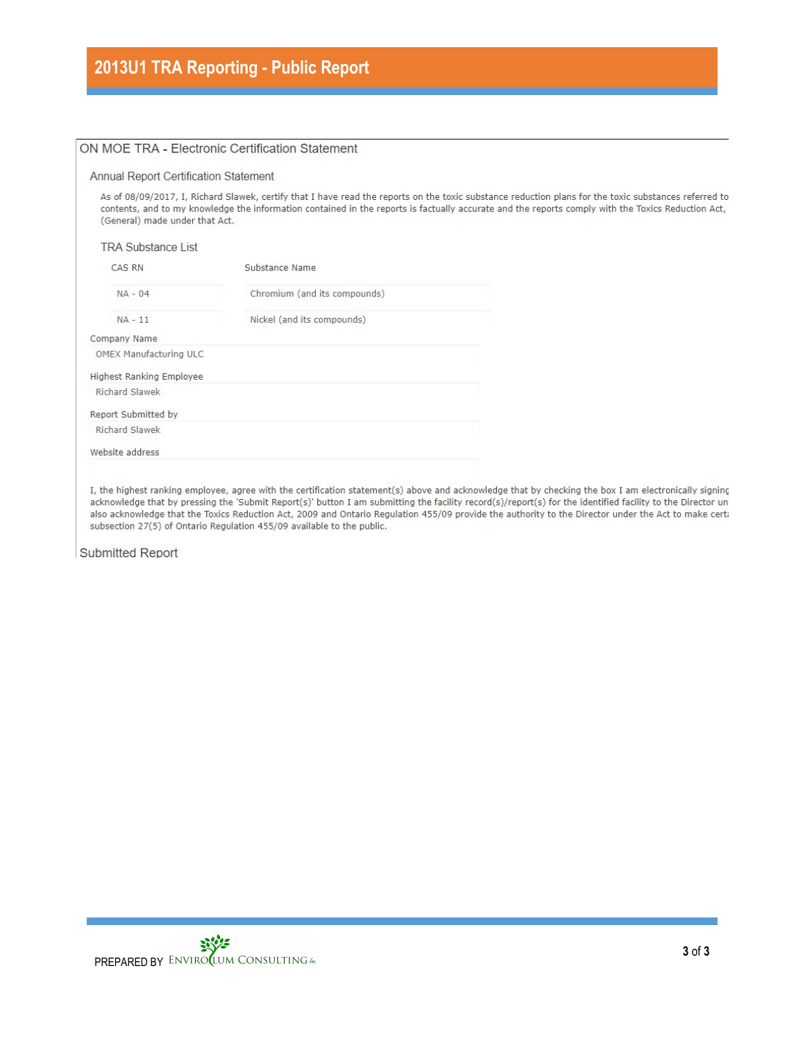# 2013U1 TRA Reporting - Public Report

## ON MOE TRA - Electronic Certification Statement

### Annual Report Certification Statement

As of 08/09/2017, I, Richard Slawek, certify that I have read the reports on the toxic substance reduction plans for the toxic substances referred to contents, and to my knowledge the information contained in the reports is factually accurate and the reports comply with the Toxics Reduction Act, (General) made under that Act.

#### TRA Substance List

| CAS RN | Substance Name |
|---|---|
| NA - 04 | Chromium (and its compounds) |
| NA - 11 | Nickel (and its compounds) |

**Company Name**
OMEX Manufacturing ULC

**Highest Ranking Employee**
Richard Slawek

**Report Submitted by**
Richard Slawek

**Website address**

I, the highest ranking employee, agree with the certification statement(s) above and acknowledge that by checking the box I am electronically signing acknowledge that by pressing the 'Submit Report(s)' button I am submitting the facility record(s)/report(s) for the identified facility to the Director un also acknowledge that the Toxics Reduction Act, 2009 and Ontario Regulation 455/09 provide the authority to the Director under the Act to make cert subsection 27(5) of Ontario Regulation 455/09 available to the public.

## Submitted Report

PREPARED BY ENVIROCLUM CONSULTING Inc.